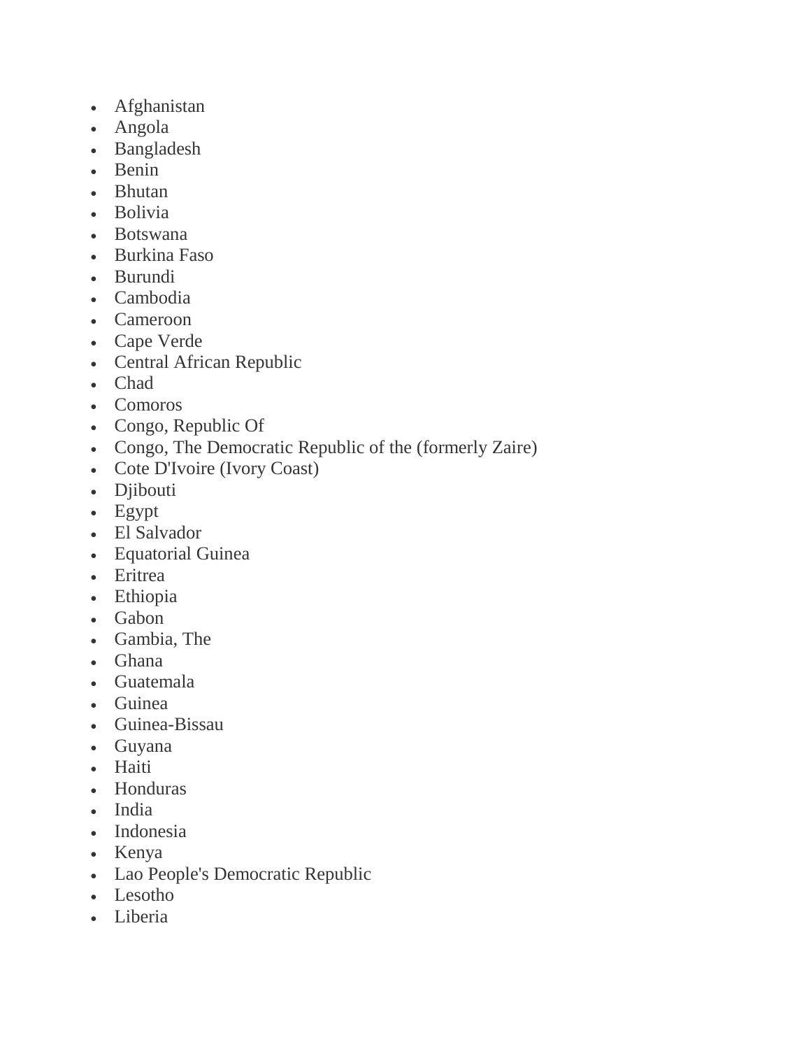- Afghanistan
- Angola
- Bangladesh
- Benin
- Bhutan
- Bolivia
- Botswana
- Burkina Faso
- Burundi
- Cambodia
- Cameroon
- Cape Verde
- Central African Republic
- Chad
- Comoros
- Congo, Republic Of
- Congo, The Democratic Republic of the (formerly Zaire)
- Cote D'Ivoire (Ivory Coast)
- Djibouti
- Egypt
- El Salvador
- Equatorial Guinea
- Eritrea
- Ethiopia
- Gabon
- Gambia, The
- Ghana
- Guatemala
- Guinea
- Guinea-Bissau
- Guyana
- Haiti
- Honduras
- India
- Indonesia
- Kenya
- Lao People's Democratic Republic
- Lesotho
- Liberia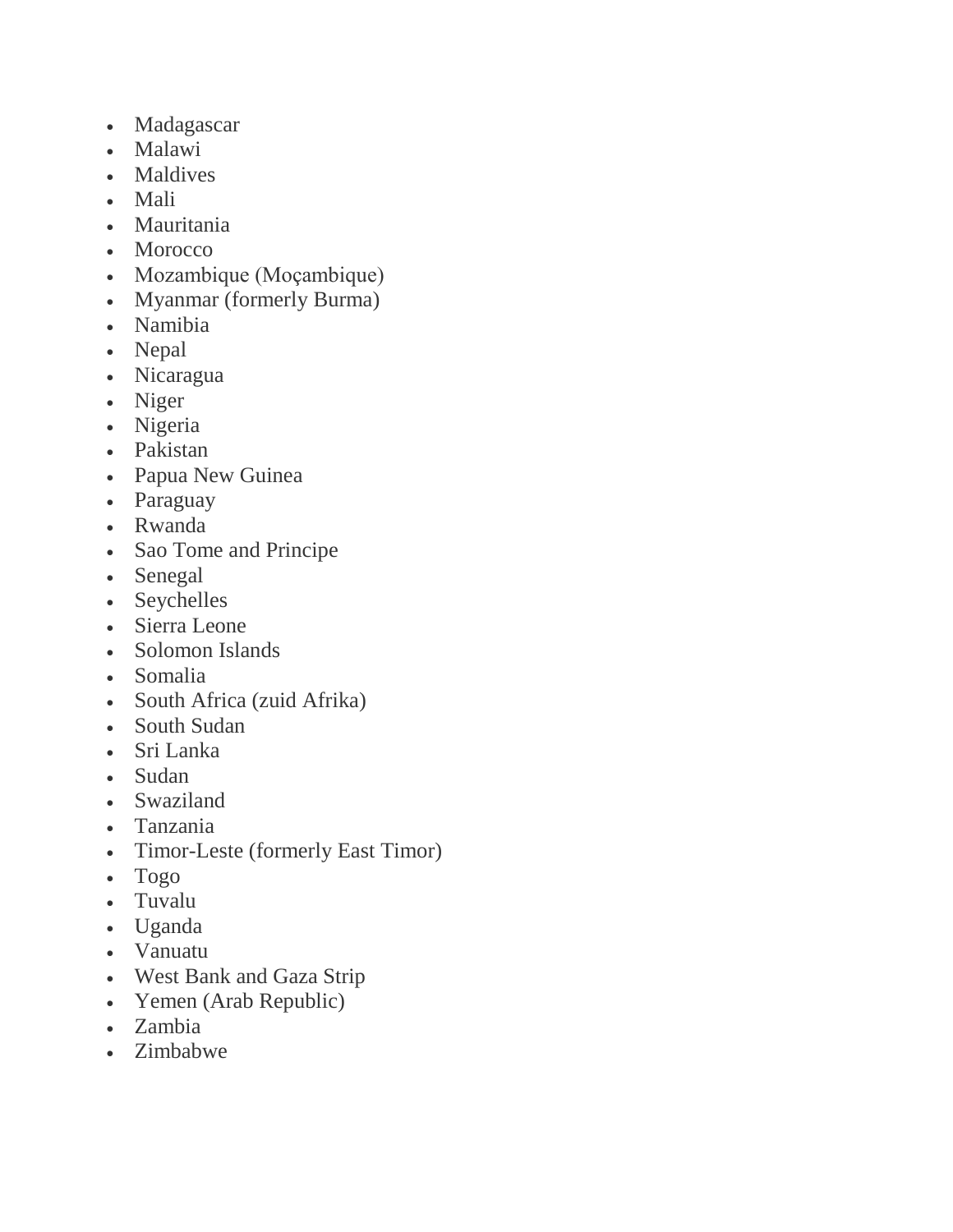- Madagascar
- Malawi
- Maldives
- Mali
- Mauritania
- Morocco
- Mozambique (Moçambique)
- Myanmar (formerly Burma)
- Namibia
- Nepal
- Nicaragua
- Niger
- Nigeria
- Pakistan
- Papua New Guinea
- Paraguay
- Rwanda
- Sao Tome and Principe
- Senegal
- Seychelles
- Sierra Leone
- Solomon Islands
- Somalia
- South Africa (zuid Afrika)
- South Sudan
- Sri Lanka
- Sudan
- Swaziland
- Tanzania
- Timor-Leste (formerly East Timor)
- Togo
- Tuvalu
- Uganda
- Vanuatu
- West Bank and Gaza Strip
- Yemen (Arab Republic)
- Zambia
- Zimbabwe